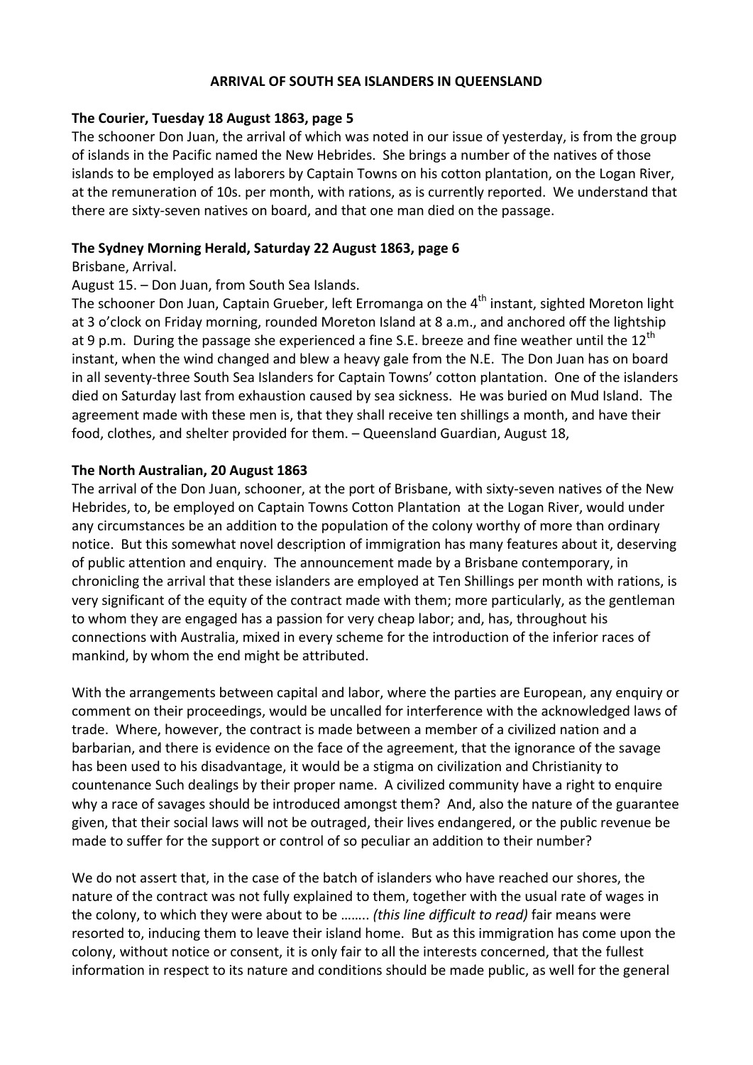# ARRIVAL OF SOUTH SEA ISLANDERS IN QUEENSLAND

**The Courier, Tuesday 18 August 1863, page 5**

The schooner Don Juan, the arrival of which was noted in our issue of yesterday, is from the group of islands in the Pacific named the New Hebrides. She brings a number of the natives of those islands to be employed as laborers by Captain Towns on his cotton plantation, on the Logan River, at the remuneration of 10s. per month, with rations, as is currently reported. We understand that there are sixty-seven natives on board, and that one man died on the passage.

**The Sydney Morning Herald, Saturday 22 August 1863, page 6**

Brisbane, Arrival.

August 15. – Don Juan, from South Sea Islands.

The schooner Don Juan, Captain Grueber, left Erromanga on the 4th instant, sighted Moreton light at 3 o'clock on Friday morning, rounded Moreton Island at 8 a.m., and anchored off the lightship at 9 p.m. During the passage she experienced a fine S.E. breeze and fine weather until the 12th instant, when the wind changed and blew a heavy gale from the N.E. The Don Juan has on board in all seventy-three South Sea Islanders for Captain Towns' cotton plantation. One of the islanders died on Saturday last from exhaustion caused by sea sickness. He was buried on Mud Island. The agreement made with these men is, that they shall receive ten shillings a month, and have their food, clothes, and shelter provided for them. – Queensland Guardian, August 18,

**The North Australian, 20 August 1863**

The arrival of the Don Juan, schooner, at the port of Brisbane, with sixty-seven natives of the New Hebrides, to, be employed on Captain Towns Cotton Plantation at the Logan River, would under any circumstances be an addition to the population of the colony worthy of more than ordinary notice. But this somewhat novel description of immigration has many features about it, deserving of public attention and enquiry. The announcement made by a Brisbane contemporary, in chronicling the arrival that these islanders are employed at Ten Shillings per month with rations, is very significant of the equity of the contract made with them; more particularly, as the gentleman to whom they are engaged has a passion for very cheap labor; and, has, throughout his connections with Australia, mixed in every scheme for the introduction of the inferior races of mankind, by whom the end might be attributed.

With the arrangements between capital and labor, where the parties are European, any enquiry or comment on their proceedings, would be uncalled for interference with the acknowledged laws of trade. Where, however, the contract is made between a member of a civilized nation and a barbarian, and there is evidence on the face of the agreement, that the ignorance of the savage has been used to his disadvantage, it would be a stigma on civilization and Christianity to countenance Such dealings by their proper name. A civilized community have a right to enquire why a race of savages should be introduced amongst them? And, also the nature of the guarantee given, that their social laws will not be outraged, their lives endangered, or the public revenue be made to suffer for the support or control of so peculiar an addition to their number?

We do not assert that, in the case of the batch of islanders who have reached our shores, the nature of the contract was not fully explained to them, together with the usual rate of wages in the colony, to which they were about to be …….. *(this line difficult to read)* fair means were resorted to, inducing them to leave their island home. But as this immigration has come upon the colony, without notice or consent, it is only fair to all the interests concerned, that the fullest information in respect to its nature and conditions should be made public, as well for the general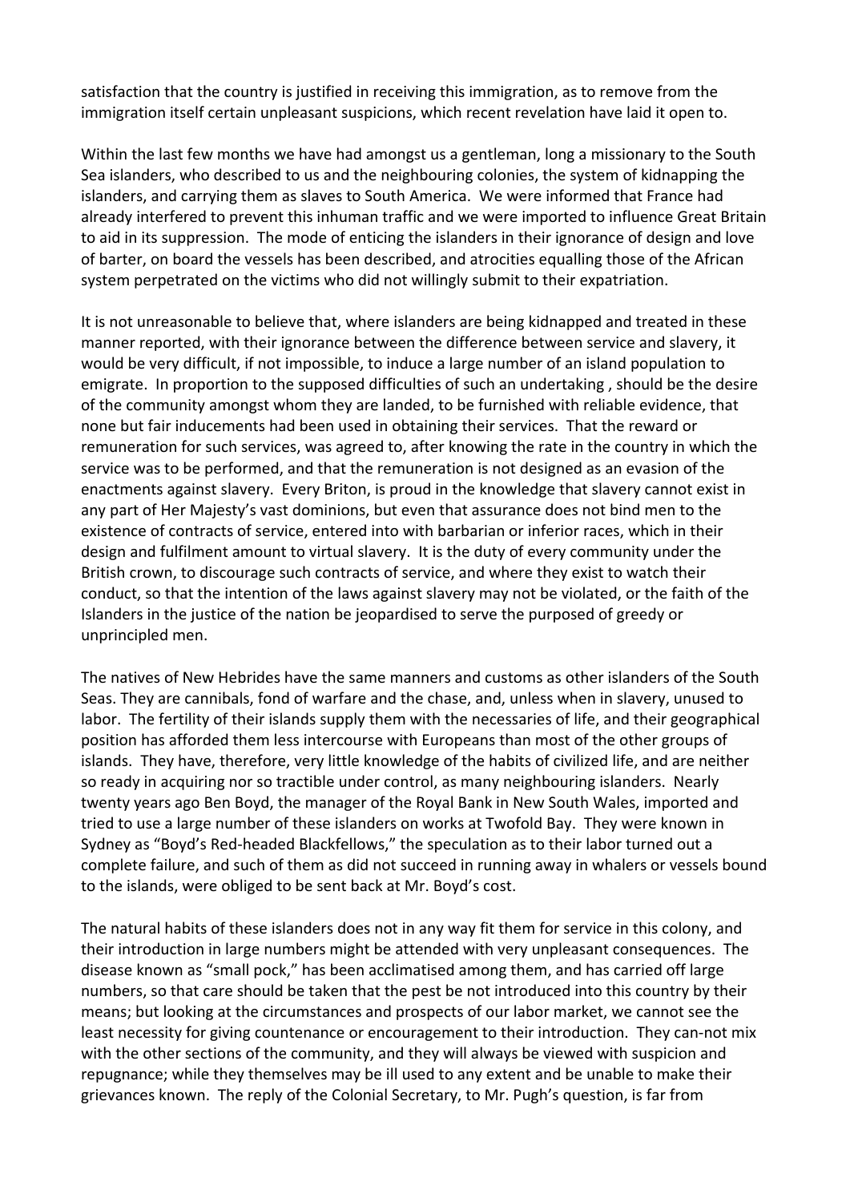satisfaction that the country is justified in receiving this immigration, as to remove from the immigration itself certain unpleasant suspicions, which recent revelation have laid it open to.

Within the last few months we have had amongst us a gentleman, long a missionary to the South Sea islanders, who described to us and the neighbouring colonies, the system of kidnapping the islanders, and carrying them as slaves to South America. We were informed that France had already interfered to prevent this inhuman traffic and we were imported to influence Great Britain to aid in its suppression. The mode of enticing the islanders in their ignorance of design and love of barter, on board the vessels has been described, and atrocities equalling those of the African system perpetrated on the victims who did not willingly submit to their expatriation.

It is not unreasonable to believe that, where islanders are being kidnapped and treated in these manner reported, with their ignorance between the difference between service and slavery, it would be very difficult, if not impossible, to induce a large number of an island population to emigrate. In proportion to the supposed difficulties of such an undertaking , should be the desire of the community amongst whom they are landed, to be furnished with reliable evidence, that none but fair inducements had been used in obtaining their services. That the reward or remuneration for such services, was agreed to, after knowing the rate in the country in which the service was to be performed, and that the remuneration is not designed as an evasion of the enactments against slavery. Every Briton, is proud in the knowledge that slavery cannot exist in any part of Her Majesty's vast dominions, but even that assurance does not bind men to the existence of contracts of service, entered into with barbarian or inferior races, which in their design and fulfilment amount to virtual slavery. It is the duty of every community under the British crown, to discourage such contracts of service, and where they exist to watch their conduct, so that the intention of the laws against slavery may not be violated, or the faith of the Islanders in the justice of the nation be jeopardised to serve the purposed of greedy or unprincipled men.

The natives of New Hebrides have the same manners and customs as other islanders of the South Seas. They are cannibals, fond of warfare and the chase, and, unless when in slavery, unused to labor. The fertility of their islands supply them with the necessaries of life, and their geographical position has afforded them less intercourse with Europeans than most of the other groups of islands. They have, therefore, very little knowledge of the habits of civilized life, and are neither so ready in acquiring nor so tractible under control, as many neighbouring islanders. Nearly twenty years ago Ben Boyd, the manager of the Royal Bank in New South Wales, imported and tried to use a large number of these islanders on works at Twofold Bay. They were known in Sydney as "Boyd's Red-headed Blackfellows," the speculation as to their labor turned out a complete failure, and such of them as did not succeed in running away in whalers or vessels bound to the islands, were obliged to be sent back at Mr. Boyd's cost.

The natural habits of these islanders does not in any way fit them for service in this colony, and their introduction in large numbers might be attended with very unpleasant consequences. The disease known as "small pock," has been acclimatised among them, and has carried off large numbers, so that care should be taken that the pest be not introduced into this country by their means; but looking at the circumstances and prospects of our labor market, we cannot see the least necessity for giving countenance or encouragement to their introduction. They can-not mix with the other sections of the community, and they will always be viewed with suspicion and repugnance; while they themselves may be ill used to any extent and be unable to make their grievances known. The reply of the Colonial Secretary, to Mr. Pugh's question, is far from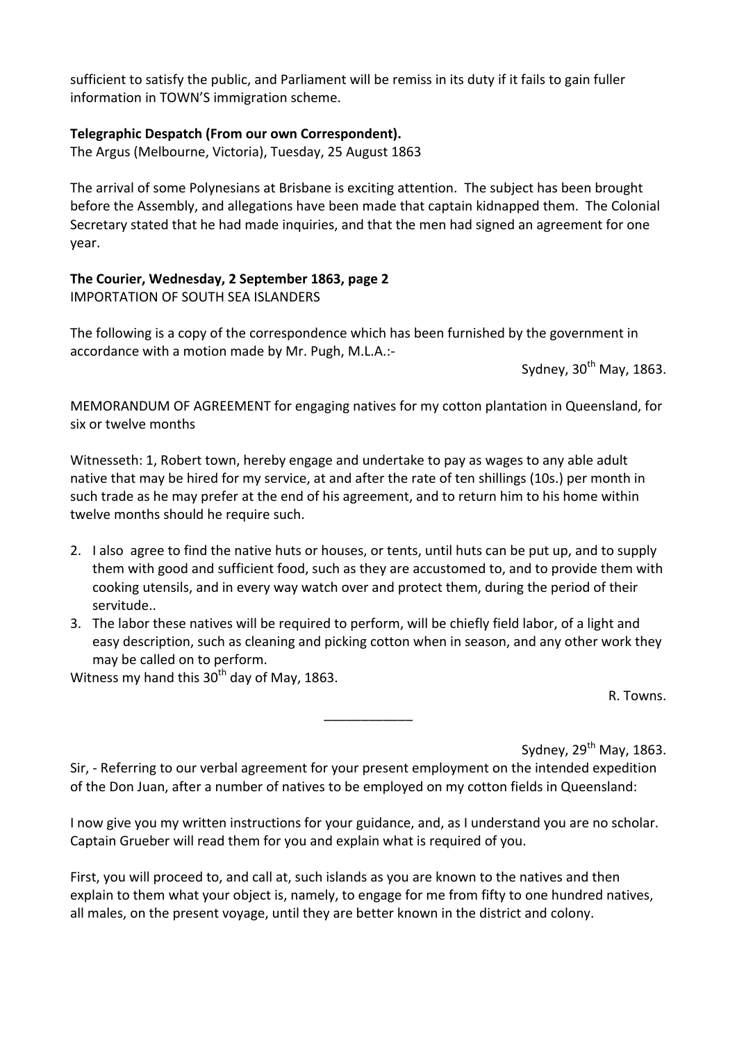sufficient to satisfy the public, and Parliament will be remiss in its duty if it fails to gain fuller information in TOWN'S immigration scheme.

**Telegraphic Despatch (From our own Correspondent).**
The Argus (Melbourne, Victoria), Tuesday, 25 August 1863

The arrival of some Polynesians at Brisbane is exciting attention. The subject has been brought before the Assembly, and allegations have been made that captain kidnapped them. The Colonial Secretary stated that he had made inquiries, and that the men had signed an agreement for one year.

**The Courier, Wednesday, 2 September 1863, page 2**
IMPORTATION OF SOUTH SEA ISLANDERS

The following is a copy of the correspondence which has been furnished by the government in accordance with a motion made by Mr. Pugh, M.L.A.:-

Sydney, 30th May, 1863.

MEMORANDUM OF AGREEMENT for engaging natives for my cotton plantation in Queensland, for six or twelve months

Witnesseth: 1, Robert town, hereby engage and undertake to pay as wages to any able adult native that may be hired for my service, at and after the rate of ten shillings (10s.) per month in such trade as he may prefer at the end of his agreement, and to return him to his home within twelve months should he require such.

2. I also agree to find the native huts or houses, or tents, until huts can be put up, and to supply them with good and sufficient food, such as they are accustomed to, and to provide them with cooking utensils, and in every way watch over and protect them, during the period of their servitude..
3. The labor these natives will be required to perform, will be chiefly field labor, of a light and easy description, such as cleaning and picking cotton when in season, and any other work they may be called on to perform.

Witness my hand this 30th day of May, 1863.

R. Towns.

---

Sydney, 29th May, 1863.

Sir, - Referring to our verbal agreement for your present employment on the intended expedition of the Don Juan, after a number of natives to be employed on my cotton fields in Queensland:

I now give you my written instructions for your guidance, and, as I understand you are no scholar. Captain Grueber will read them for you and explain what is required of you.

First, you will proceed to, and call at, such islands as you are known to the natives and then explain to them what your object is, namely, to engage for me from fifty to one hundred natives, all males, on the present voyage, until they are better known in the district and colony.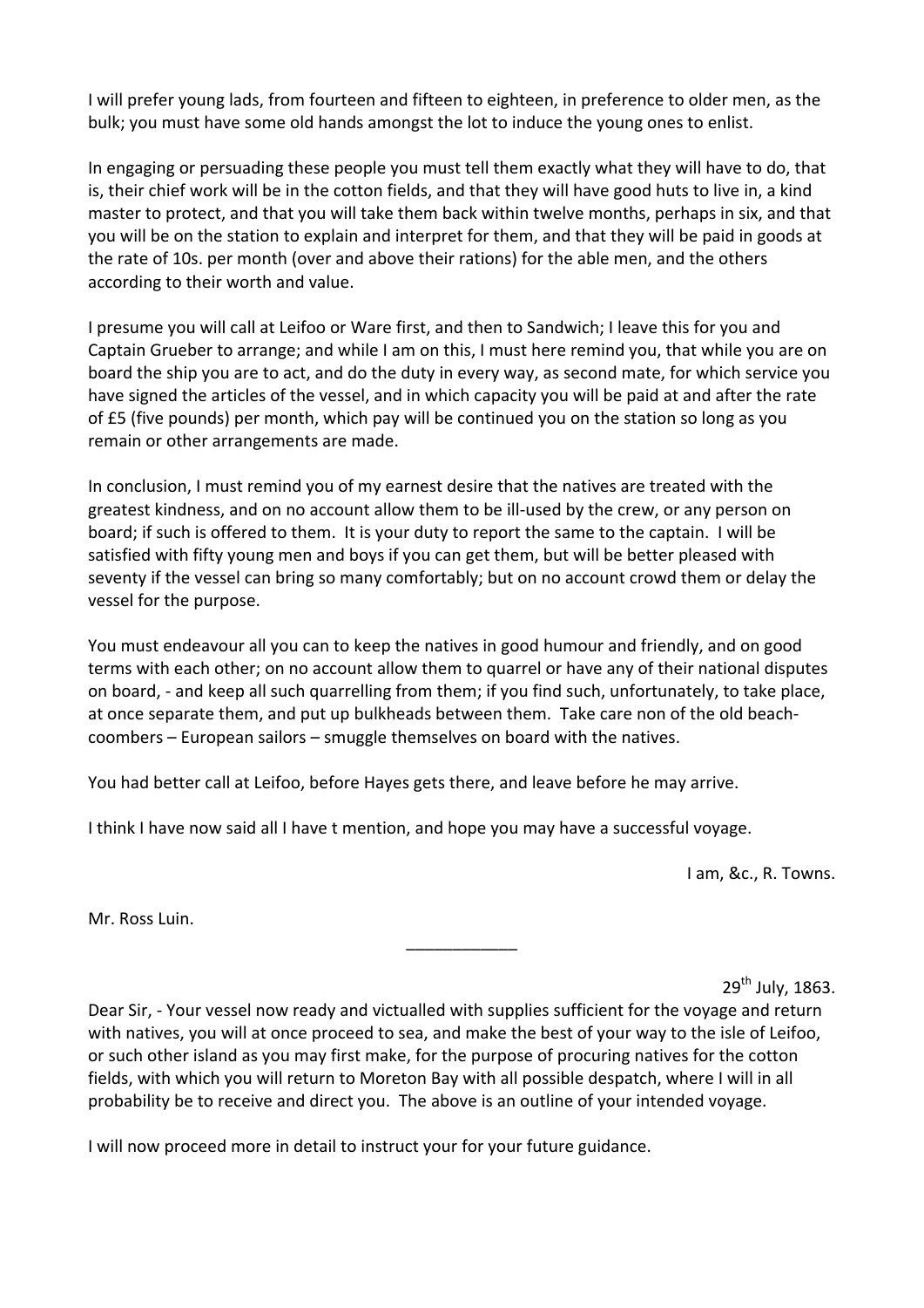I will prefer young lads, from fourteen and fifteen to eighteen, in preference to older men, as the bulk; you must have some old hands amongst the lot to induce the young ones to enlist.

In engaging or persuading these people you must tell them exactly what they will have to do, that is, their chief work will be in the cotton fields, and that they will have good huts to live in, a kind master to protect, and that you will take them back within twelve months, perhaps in six, and that you will be on the station to explain and interpret for them, and that they will be paid in goods at the rate of 10s. per month (over and above their rations) for the able men, and the others according to their worth and value.

I presume you will call at Leifoo or Ware first, and then to Sandwich; I leave this for you and Captain Grueber to arrange; and while I am on this, I must here remind you, that while you are on board the ship you are to act, and do the duty in every way, as second mate, for which service you have signed the articles of the vessel, and in which capacity you will be paid at and after the rate of £5 (five pounds) per month, which pay will be continued you on the station so long as you remain or other arrangements are made.

In conclusion, I must remind you of my earnest desire that the natives are treated with the greatest kindness, and on no account allow them to be ill-used by the crew, or any person on board; if such is offered to them. It is your duty to report the same to the captain. I will be satisfied with fifty young men and boys if you can get them, but will be better pleased with seventy if the vessel can bring so many comfortably; but on no account crowd them or delay the vessel for the purpose.

You must endeavour all you can to keep the natives in good humour and friendly, and on good terms with each other; on no account allow them to quarrel or have any of their national disputes on board, - and keep all such quarrelling from them; if you find such, unfortunately, to take place, at once separate them, and put up bulkheads between them. Take care non of the old beach-coombers – European sailors – smuggle themselves on board with the natives.

You had better call at Leifoo, before Hayes gets there, and leave before he may arrive.

I think I have now said all I have t mention, and hope you may have a successful voyage.

I am, &c., R. Towns.

Mr. Ross Luin.

---

29th July, 1863.

Dear Sir, - Your vessel now ready and victualled with supplies sufficient for the voyage and return with natives, you will at once proceed to sea, and make the best of your way to the isle of Leifoo, or such other island as you may first make, for the purpose of procuring natives for the cotton fields, with which you will return to Moreton Bay with all possible despatch, where I will in all probability be to receive and direct you. The above is an outline of your intended voyage.

I will now proceed more in detail to instruct your for your future guidance.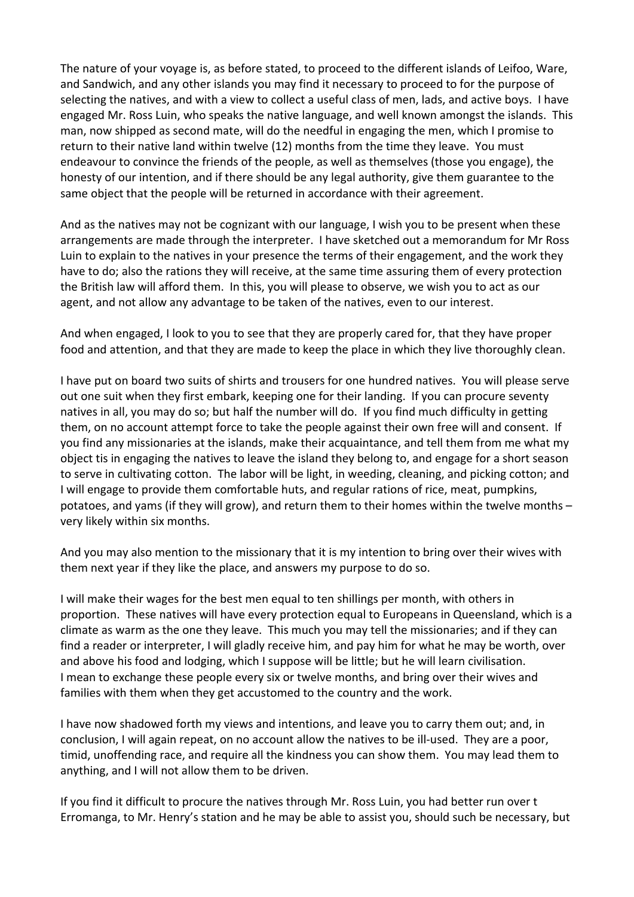The nature of your voyage is, as before stated, to proceed to the different islands of Leifoo, Ware, and Sandwich, and any other islands you may find it necessary to proceed to for the purpose of selecting the natives, and with a view to collect a useful class of men, lads, and active boys. I have engaged Mr. Ross Luin, who speaks the native language, and well known amongst the islands. This man, now shipped as second mate, will do the needful in engaging the men, which I promise to return to their native land within twelve (12) months from the time they leave. You must endeavour to convince the friends of the people, as well as themselves (those you engage), the honesty of our intention, and if there should be any legal authority, give them guarantee to the same object that the people will be returned in accordance with their agreement.

And as the natives may not be cognizant with our language, I wish you to be present when these arrangements are made through the interpreter. I have sketched out a memorandum for Mr Ross Luin to explain to the natives in your presence the terms of their engagement, and the work they have to do; also the rations they will receive, at the same time assuring them of every protection the British law will afford them. In this, you will please to observe, we wish you to act as our agent, and not allow any advantage to be taken of the natives, even to our interest.

And when engaged, I look to you to see that they are properly cared for, that they have proper food and attention, and that they are made to keep the place in which they live thoroughly clean.

I have put on board two suits of shirts and trousers for one hundred natives. You will please serve out one suit when they first embark, keeping one for their landing. If you can procure seventy natives in all, you may do so; but half the number will do. If you find much difficulty in getting them, on no account attempt force to take the people against their own free will and consent. If you find any missionaries at the islands, make their acquaintance, and tell them from me what my object tis in engaging the natives to leave the island they belong to, and engage for a short season to serve in cultivating cotton. The labor will be light, in weeding, cleaning, and picking cotton; and I will engage to provide them comfortable huts, and regular rations of rice, meat, pumpkins, potatoes, and yams (if they will grow), and return them to their homes within the twelve months – very likely within six months.

And you may also mention to the missionary that it is my intention to bring over their wives with them next year if they like the place, and answers my purpose to do so.

I will make their wages for the best men equal to ten shillings per month, with others in proportion. These natives will have every protection equal to Europeans in Queensland, which is a climate as warm as the one they leave. This much you may tell the missionaries; and if they can find a reader or interpreter, I will gladly receive him, and pay him for what he may be worth, over and above his food and lodging, which I suppose will be little; but he will learn civilisation. I mean to exchange these people every six or twelve months, and bring over their wives and families with them when they get accustomed to the country and the work.

I have now shadowed forth my views and intentions, and leave you to carry them out; and, in conclusion, I will again repeat, on no account allow the natives to be ill-used. They are a poor, timid, unoffending race, and require all the kindness you can show them. You may lead them to anything, and I will not allow them to be driven.

If you find it difficult to procure the natives through Mr. Ross Luin, you had better run over t Erromanga, to Mr. Henry's station and he may be able to assist you, should such be necessary, but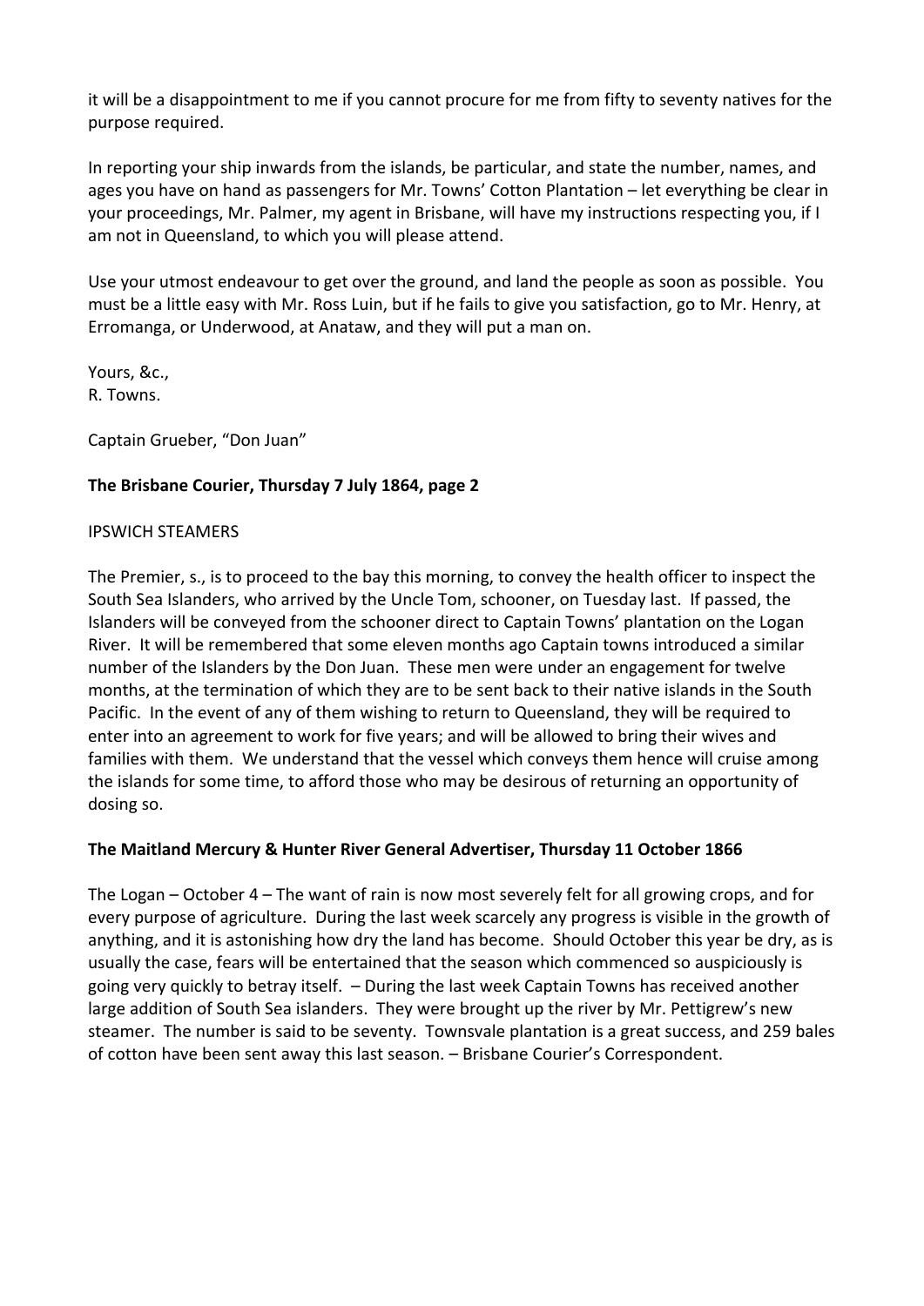it will be a disappointment to me if you cannot procure for me from fifty to seventy natives for the purpose required.

In reporting your ship inwards from the islands, be particular, and state the number, names, and ages you have on hand as passengers for Mr. Towns' Cotton Plantation – let everything be clear in your proceedings, Mr. Palmer, my agent in Brisbane, will have my instructions respecting you, if I am not in Queensland, to which you will please attend.

Use your utmost endeavour to get over the ground, and land the people as soon as possible. You must be a little easy with Mr. Ross Luin, but if he fails to give you satisfaction, go to Mr. Henry, at Erromanga, or Underwood, at Anataw, and they will put a man on.

Yours, &c.,
R. Towns.

Captain Grueber, "Don Juan"

**The Brisbane Courier, Thursday 7 July 1864, page 2**

IPSWICH STEAMERS

The Premier, s., is to proceed to the bay this morning, to convey the health officer to inspect the South Sea Islanders, who arrived by the Uncle Tom, schooner, on Tuesday last. If passed, the Islanders will be conveyed from the schooner direct to Captain Towns' plantation on the Logan River. It will be remembered that some eleven months ago Captain towns introduced a similar number of the Islanders by the Don Juan. These men were under an engagement for twelve months, at the termination of which they are to be sent back to their native islands in the South Pacific. In the event of any of them wishing to return to Queensland, they will be required to enter into an agreement to work for five years; and will be allowed to bring their wives and families with them. We understand that the vessel which conveys them hence will cruise among the islands for some time, to afford those who may be desirous of returning an opportunity of dosing so.

**The Maitland Mercury & Hunter River General Advertiser, Thursday 11 October 1866**

The Logan – October 4 – The want of rain is now most severely felt for all growing crops, and for every purpose of agriculture. During the last week scarcely any progress is visible in the growth of anything, and it is astonishing how dry the land has become. Should October this year be dry, as is usually the case, fears will be entertained that the season which commenced so auspiciously is going very quickly to betray itself. – During the last week Captain Towns has received another large addition of South Sea islanders. They were brought up the river by Mr. Pettigrew's new steamer. The number is said to be seventy. Townsvale plantation is a great success, and 259 bales of cotton have been sent away this last season. – Brisbane Courier's Correspondent.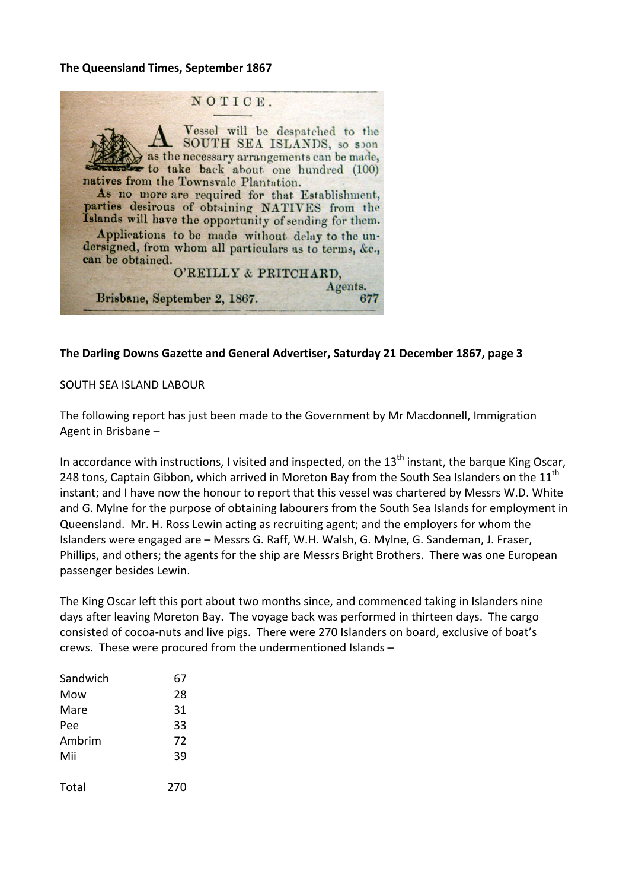**The Queensland Times, September 1867**

NOTICE.

A Vessel will be despatched to the SOUTH SEA ISLANDS, so soon as the necessary arrangements can be made, to take back about one hundred (100) natives from the Townsvale Plantation.

As no more are required for that Establishment, parties desirous of obtaining NATIVES from the Islands will have the opportunity of sending for them.

Applications to be made without delay to the undersigned, from whom all particulars as to terms, &c., can be obtained.

O'REILLY & PRITCHARD,
Agents.

Brisbane, September 2, 1867. 677

**The Darling Downs Gazette and General Advertiser, Saturday 21 December 1867, page 3**

SOUTH SEA ISLAND LABOUR

The following report has just been made to the Government by Mr Macdonnell, Immigration Agent in Brisbane –

In accordance with instructions, I visited and inspected, on the 13th instant, the barque King Oscar, 248 tons, Captain Gibbon, which arrived in Moreton Bay from the South Sea Islanders on the 11th instant; and I have now the honour to report that this vessel was chartered by Messrs W.D. White and G. Mylne for the purpose of obtaining labourers from the South Sea Islands for employment in Queensland. Mr. H. Ross Lewin acting as recruiting agent; and the employers for whom the Islanders were engaged are – Messrs G. Raff, W.H. Walsh, G. Mylne, G. Sandeman, J. Fraser, Phillips, and others; the agents for the ship are Messrs Bright Brothers. There was one European passenger besides Lewin.

The King Oscar left this port about two months since, and commenced taking in Islanders nine days after leaving Moreton Bay. The voyage back was performed in thirteen days. The cargo consisted of cocoa-nuts and live pigs. There were 270 Islanders on board, exclusive of boat's crews. These were procured from the undermentioned Islands –

| | |
|---|---|
| Sandwich | 67 |
| Mow | 28 |
| Mare | 31 |
| Pee | 33 |
| Ambrim | 72 |
| Mii | 39 |
| Total | 270 |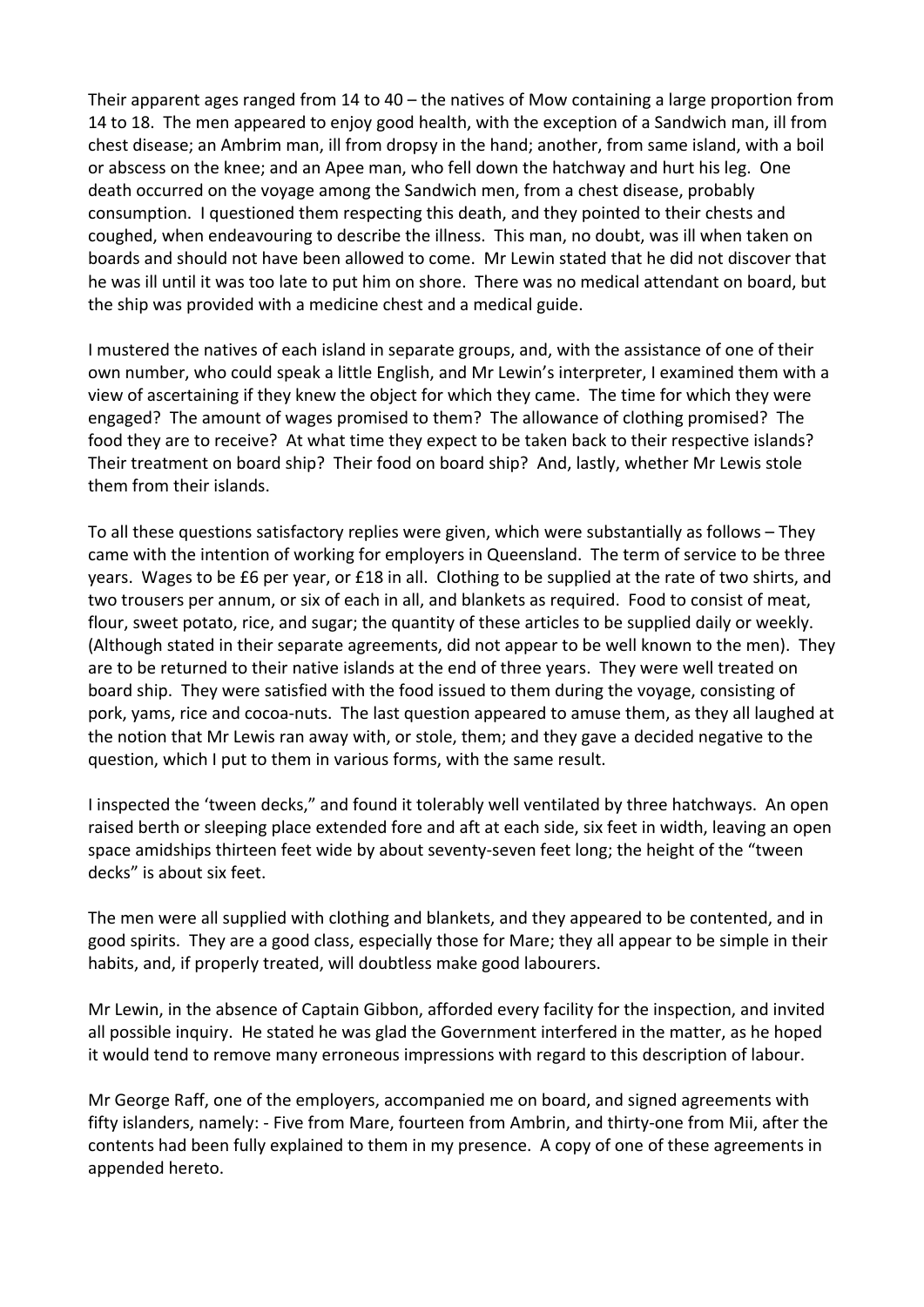Their apparent ages ranged from 14 to 40 – the natives of Mow containing a large proportion from 14 to 18. The men appeared to enjoy good health, with the exception of a Sandwich man, ill from chest disease; an Ambrim man, ill from dropsy in the hand; another, from same island, with a boil or abscess on the knee; and an Apee man, who fell down the hatchway and hurt his leg. One death occurred on the voyage among the Sandwich men, from a chest disease, probably consumption. I questioned them respecting this death, and they pointed to their chests and coughed, when endeavouring to describe the illness. This man, no doubt, was ill when taken on boards and should not have been allowed to come. Mr Lewin stated that he did not discover that he was ill until it was too late to put him on shore. There was no medical attendant on board, but the ship was provided with a medicine chest and a medical guide.

I mustered the natives of each island in separate groups, and, with the assistance of one of their own number, who could speak a little English, and Mr Lewin's interpreter, I examined them with a view of ascertaining if they knew the object for which they came. The time for which they were engaged? The amount of wages promised to them? The allowance of clothing promised? The food they are to receive? At what time they expect to be taken back to their respective islands? Their treatment on board ship? Their food on board ship? And, lastly, whether Mr Lewis stole them from their islands.

To all these questions satisfactory replies were given, which were substantially as follows – They came with the intention of working for employers in Queensland. The term of service to be three years. Wages to be £6 per year, or £18 in all. Clothing to be supplied at the rate of two shirts, and two trousers per annum, or six of each in all, and blankets as required. Food to consist of meat, flour, sweet potato, rice, and sugar; the quantity of these articles to be supplied daily or weekly. (Although stated in their separate agreements, did not appear to be well known to the men). They are to be returned to their native islands at the end of three years. They were well treated on board ship. They were satisfied with the food issued to them during the voyage, consisting of pork, yams, rice and cocoa-nuts. The last question appeared to amuse them, as they all laughed at the notion that Mr Lewis ran away with, or stole, them; and they gave a decided negative to the question, which I put to them in various forms, with the same result.

I inspected the 'tween decks," and found it tolerably well ventilated by three hatchways. An open raised berth or sleeping place extended fore and aft at each side, six feet in width, leaving an open space amidships thirteen feet wide by about seventy-seven feet long; the height of the "tween decks" is about six feet.

The men were all supplied with clothing and blankets, and they appeared to be contented, and in good spirits. They are a good class, especially those for Mare; they all appear to be simple in their habits, and, if properly treated, will doubtless make good labourers.

Mr Lewin, in the absence of Captain Gibbon, afforded every facility for the inspection, and invited all possible inquiry. He stated he was glad the Government interfered in the matter, as he hoped it would tend to remove many erroneous impressions with regard to this description of labour.

Mr George Raff, one of the employers, accompanied me on board, and signed agreements with fifty islanders, namely: - Five from Mare, fourteen from Ambrin, and thirty-one from Mii, after the contents had been fully explained to them in my presence. A copy of one of these agreements in appended hereto.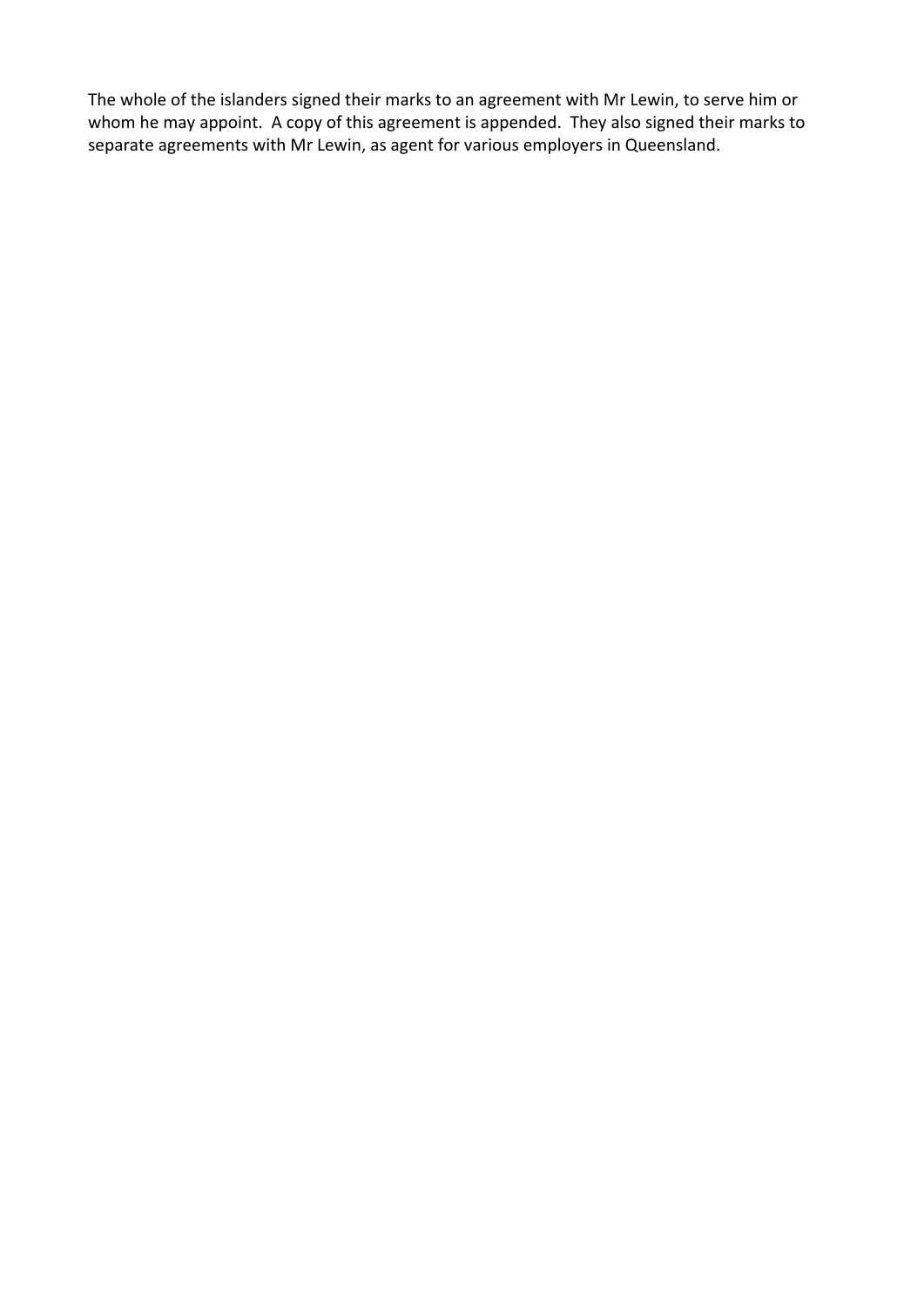The whole of the islanders signed their marks to an agreement with Mr Lewin, to serve him or whom he may appoint. A copy of this agreement is appended. They also signed their marks to separate agreements with Mr Lewin, as agent for various employers in Queensland.